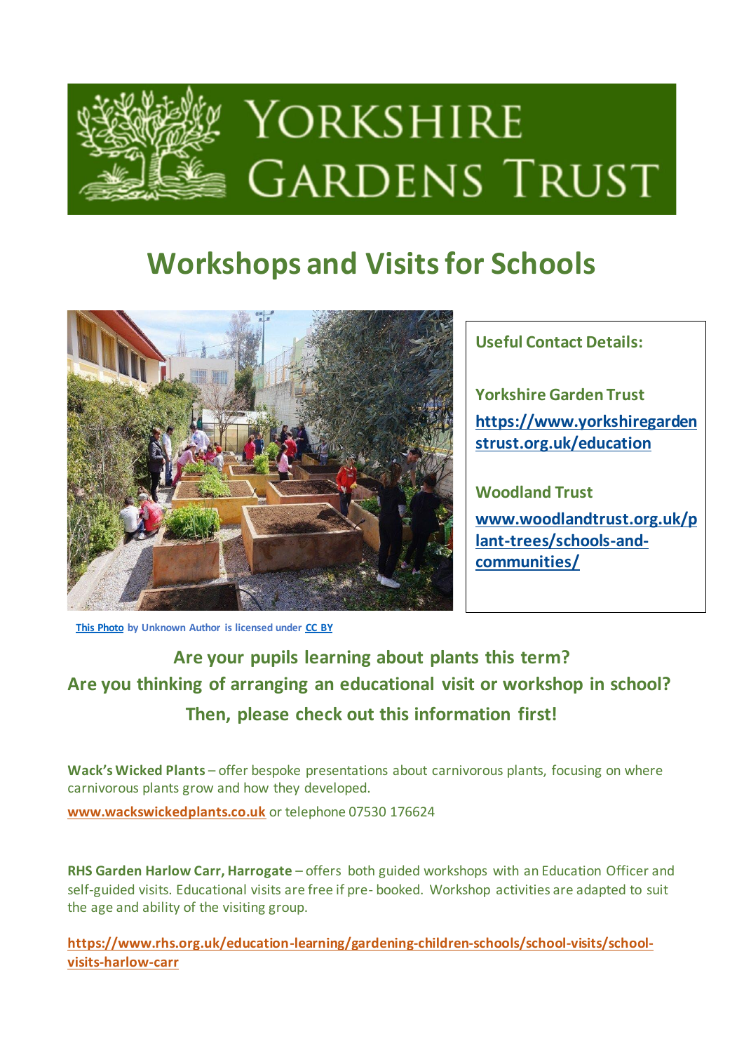# YORKSHIRE GARDENS TRUST

## Workshops and Visits for Schools

This Photo by Unknown Author is licensed under CC BY

**Useful Contact Details:**

**Yorkshire Garden Trust**
**https://www.yorkshiregardenstrust.org.uk/education**

**Woodland Trust**
**www.woodlandtrust.org.uk/plant-trees/schools-and-communities/**

**Are your pupils learning about plants this term?**
**Are you thinking of arranging an educational visit or workshop in school?**
**Then, please check out this information first!**

**Wack's Wicked Plants** – offer bespoke presentations about carnivorous plants, focusing on where carnivorous plants grow and how they developed.

**www.wackswickedplants.co.uk** or telephone 07530 176624

**RHS Garden Harlow Carr, Harrogate** – offers both guided workshops with an Education Officer and self-guided visits. Educational visits are free if pre- booked. Workshop activities are adapted to suit the age and ability of the visiting group.

**https://www.rhs.org.uk/education-learning/gardening-children-schools/school-visits/school-visits-harlow-carr**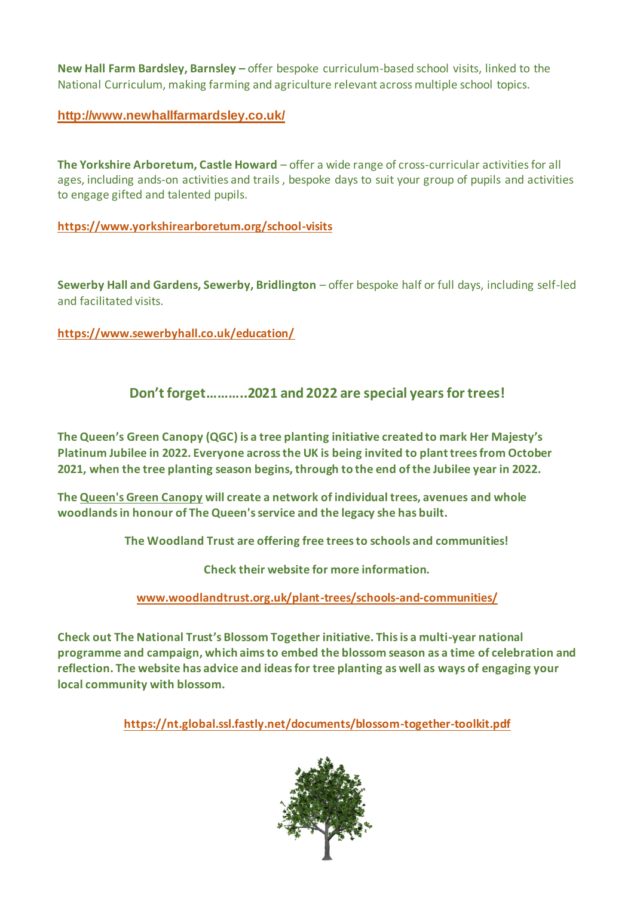**New Hall Farm Bardsley, Barnsley –** offer bespoke curriculum-based school visits, linked to the National Curriculum, making farming and agriculture relevant across multiple school topics.

**http://www.newhallfarmardsley.co.uk/**

**The Yorkshire Arboretum, Castle Howard** – offer a wide range of cross-curricular activities for all ages, including ands-on activities and trails , bespoke days to suit your group of pupils and activities to engage gifted and talented pupils.

**https://www.yorkshirearboretum.org/school-visits**

**Sewerby Hall and Gardens, Sewerby, Bridlington** – offer bespoke half or full days, including self-led and facilitated visits.

**https://www.sewerbyhall.co.uk/education/**

## Don't forget………..2021 and 2022 are special years for trees!

**The Queen's Green Canopy (QGC) is a tree planting initiative created to mark Her Majesty's Platinum Jubilee in 2022. Everyone across the UK is being invited to plant trees from October 2021, when the tree planting season begins, through to the end of the Jubilee year in 2022.**

**The Queen's Green Canopy will create a network of individual trees, avenues and whole woodlands in honour of The Queen's service and the legacy she has built.**

**The Woodland Trust are offering free trees to schools and communities!**

**Check their website for more information.**

**www.woodlandtrust.org.uk/plant-trees/schools-and-communities/**

**Check out The National Trust's Blossom Together initiative. This is a multi-year national programme and campaign, which aims to embed the blossom season as a time of celebration and reflection. The website has advice and ideas for tree planting as well as ways of engaging your local community with blossom.**

**https://nt.global.ssl.fastly.net/documents/blossom-together-toolkit.pdf**